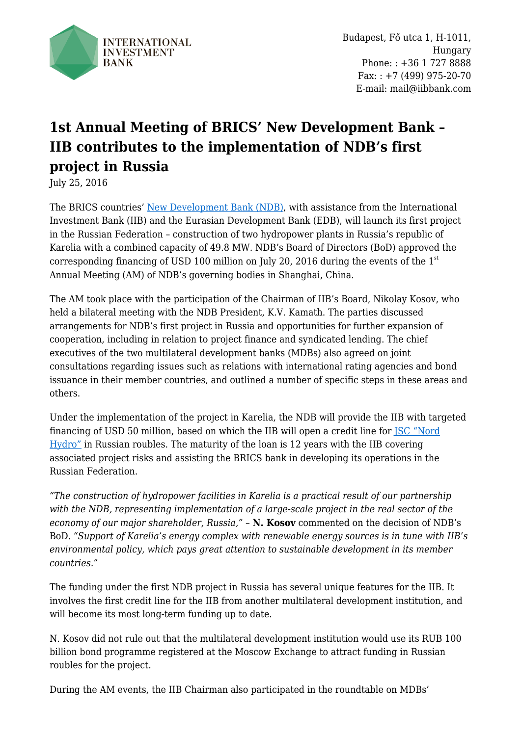INTERNATIONAL INVESTMENT BANK

Budapest, Fő utca 1, H-1011, Hungary
Phone: : +36 1 727 8888
Fax: : +7 (499) 975-20-70
E-mail: mail@iibbank.com

# 1st Annual Meeting of BRICS' New Development Bank – IIB contributes to the implementation of NDB's first project in Russia

July 25, 2016

The BRICS countries' New Development Bank (NDB), with assistance from the International Investment Bank (IIB) and the Eurasian Development Bank (EDB), will launch its first project in the Russian Federation – construction of two hydropower plants in Russia's republic of Karelia with a combined capacity of 49.8 MW. NDB's Board of Directors (BoD) approved the corresponding financing of USD 100 million on July 20, 2016 during the events of the 1st Annual Meeting (AM) of NDB's governing bodies in Shanghai, China.

The AM took place with the participation of the Chairman of IIB's Board, Nikolay Kosov, who held a bilateral meeting with the NDB President, K.V. Kamath. The parties discussed arrangements for NDB's first project in Russia and opportunities for further expansion of cooperation, including in relation to project finance and syndicated lending. The chief executives of the two multilateral development banks (MDBs) also agreed on joint consultations regarding issues such as relations with international rating agencies and bond issuance in their member countries, and outlined a number of specific steps in these areas and others.

Under the implementation of the project in Karelia, the NDB will provide the IIB with targeted financing of USD 50 million, based on which the IIB will open a credit line for JSC "Nord Hydro" in Russian roubles. The maturity of the loan is 12 years with the IIB covering associated project risks and assisting the BRICS bank in developing its operations in the Russian Federation.

*"The construction of hydropower facilities in Karelia is a practical result of our partnership with the NDB, representing implementation of a large-scale project in the real sector of the economy of our major shareholder, Russia,"* – **N. Kosov** commented on the decision of NDB's BoD. *"Support of Karelia's energy complex with renewable energy sources is in tune with IIB's environmental policy, which pays great attention to sustainable development in its member countries."*

The funding under the first NDB project in Russia has several unique features for the IIB. It involves the first credit line for the IIB from another multilateral development institution, and will become its most long-term funding up to date.

N. Kosov did not rule out that the multilateral development institution would use its RUB 100 billion bond programme registered at the Moscow Exchange to attract funding in Russian roubles for the project.

During the AM events, the IIB Chairman also participated in the roundtable on MDBs'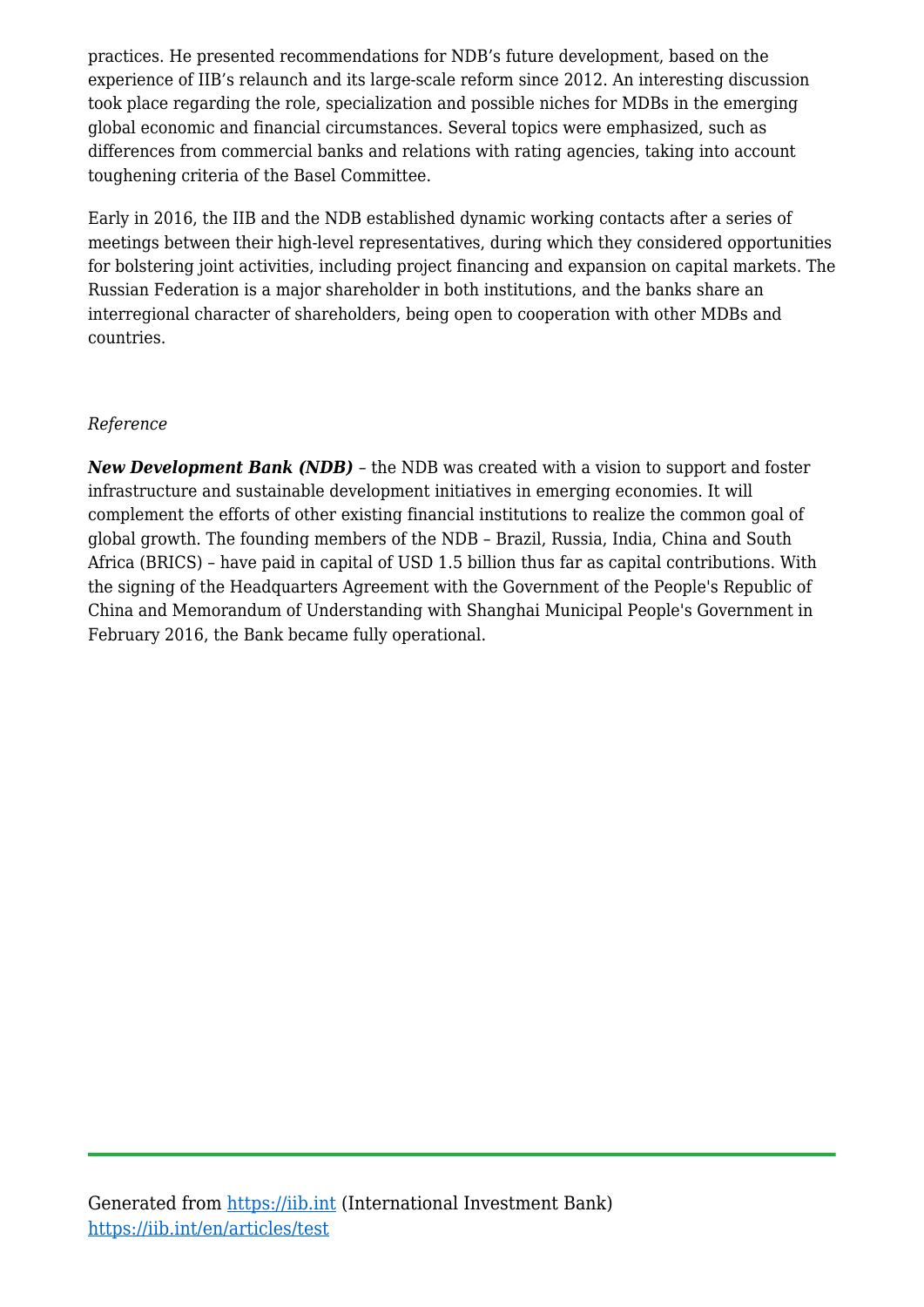practices. He presented recommendations for NDB's future development, based on the experience of IIB's relaunch and its large-scale reform since 2012. An interesting discussion took place regarding the role, specialization and possible niches for MDBs in the emerging global economic and financial circumstances. Several topics were emphasized, such as differences from commercial banks and relations with rating agencies, taking into account toughening criteria of the Basel Committee.

Early in 2016, the IIB and the NDB established dynamic working contacts after a series of meetings between their high-level representatives, during which they considered opportunities for bolstering joint activities, including project financing and expansion on capital markets. The Russian Federation is a major shareholder in both institutions, and the banks share an interregional character of shareholders, being open to cooperation with other MDBs and countries.

*Reference*

***New Development Bank (NDB)*** – the NDB was created with a vision to support and foster infrastructure and sustainable development initiatives in emerging economies. It will complement the efforts of other existing financial institutions to realize the common goal of global growth. The founding members of the NDB – Brazil, Russia, India, China and South Africa (BRICS) – have paid in capital of USD 1.5 billion thus far as capital contributions. With the signing of the Headquarters Agreement with the Government of the People's Republic of China and Memorandum of Understanding with Shanghai Municipal People's Government in February 2016, the Bank became fully operational.